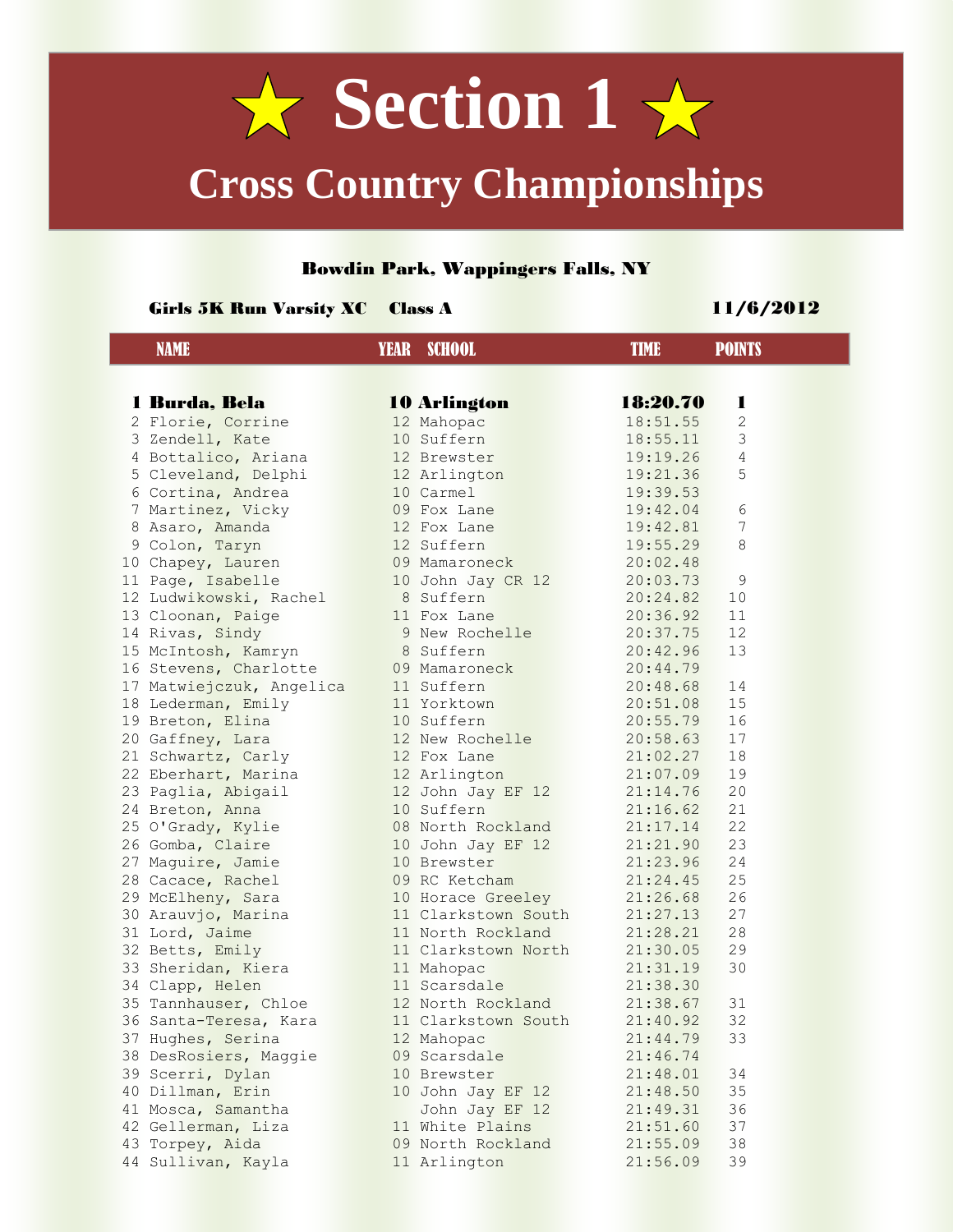# ★ Section 1 ★

## Cross Country Championships

**Bowdin Park, Wappingers Falls, NY**

**Girls 5K Run Varsity XC    Class A**    **11/6/2012**

| | NAME | YEAR | SCHOOL | TIME | POINTS |
|---|---|---|---|---|---|
| **1** | **Burda, Bela** | **10** | **Arlington** | **18:20.70** | **1** |
| 2 | Florie, Corrine | 12 | Mahopac | 18:51.55 | 2 |
| 3 | Zendell, Kate | 10 | Suffern | 18:55.11 | 3 |
| 4 | Bottalico, Ariana | 12 | Brewster | 19:19.26 | 4 |
| 5 | Cleveland, Delphi | 12 | Arlington | 19:21.36 | 5 |
| 6 | Cortina, Andrea | 10 | Carmel | 19:39.53 | |
| 7 | Martinez, Vicky | 09 | Fox Lane | 19:42.04 | 6 |
| 8 | Asaro, Amanda | 12 | Fox Lane | 19:42.81 | 7 |
| 9 | Colon, Taryn | 12 | Suffern | 19:55.29 | 8 |
| 10 | Chapey, Lauren | 09 | Mamaroneck | 20:02.48 | |
| 11 | Page, Isabelle | 10 | John Jay CR 12 | 20:03.73 | 9 |
| 12 | Ludwikowski, Rachel | 8 | Suffern | 20:24.82 | 10 |
| 13 | Cloonan, Paige | 11 | Fox Lane | 20:36.92 | 11 |
| 14 | Rivas, Sindy | 9 | New Rochelle | 20:37.75 | 12 |
| 15 | McIntosh, Kamryn | 8 | Suffern | 20:42.96 | 13 |
| 16 | Stevens, Charlotte | 09 | Mamaroneck | 20:44.79 | |
| 17 | Matwiejczuk, Angelica | 11 | Suffern | 20:48.68 | 14 |
| 18 | Lederman, Emily | 11 | Yorktown | 20:51.08 | 15 |
| 19 | Breton, Elina | 10 | Suffern | 20:55.79 | 16 |
| 20 | Gaffney, Lara | 12 | New Rochelle | 20:58.63 | 17 |
| 21 | Schwartz, Carly | 12 | Fox Lane | 21:02.27 | 18 |
| 22 | Eberhart, Marina | 12 | Arlington | 21:07.09 | 19 |
| 23 | Paglia, Abigail | 12 | John Jay EF 12 | 21:14.76 | 20 |
| 24 | Breton, Anna | 10 | Suffern | 21:16.62 | 21 |
| 25 | O'Grady, Kylie | 08 | North Rockland | 21:17.14 | 22 |
| 26 | Gomba, Claire | 10 | John Jay EF 12 | 21:21.90 | 23 |
| 27 | Maguire, Jamie | 10 | Brewster | 21:23.96 | 24 |
| 28 | Cacace, Rachel | 09 | RC Ketcham | 21:24.45 | 25 |
| 29 | McElheny, Sara | 10 | Horace Greeley | 21:26.68 | 26 |
| 30 | Arauvjo, Marina | 11 | Clarkstown South | 21:27.13 | 27 |
| 31 | Lord, Jaime | 11 | North Rockland | 21:28.21 | 28 |
| 32 | Betts, Emily | 11 | Clarkstown North | 21:30.05 | 29 |
| 33 | Sheridan, Kiera | 11 | Mahopac | 21:31.19 | 30 |
| 34 | Clapp, Helen | 11 | Scarsdale | 21:38.30 | |
| 35 | Tannhauser, Chloe | 12 | North Rockland | 21:38.67 | 31 |
| 36 | Santa-Teresa, Kara | 11 | Clarkstown South | 21:40.92 | 32 |
| 37 | Hughes, Serina | 12 | Mahopac | 21:44.79 | 33 |
| 38 | DesRosiers, Maggie | 09 | Scarsdale | 21:46.74 | |
| 39 | Scerri, Dylan | 10 | Brewster | 21:48.01 | 34 |
| 40 | Dillman, Erin | 10 | John Jay EF 12 | 21:48.50 | 35 |
| 41 | Mosca, Samantha | | John Jay EF 12 | 21:49.31 | 36 |
| 42 | Gellerman, Liza | 11 | White Plains | 21:51.60 | 37 |
| 43 | Torpey, Aida | 09 | North Rockland | 21:55.09 | 38 |
| 44 | Sullivan, Kayla | 11 | Arlington | 21:56.09 | 39 |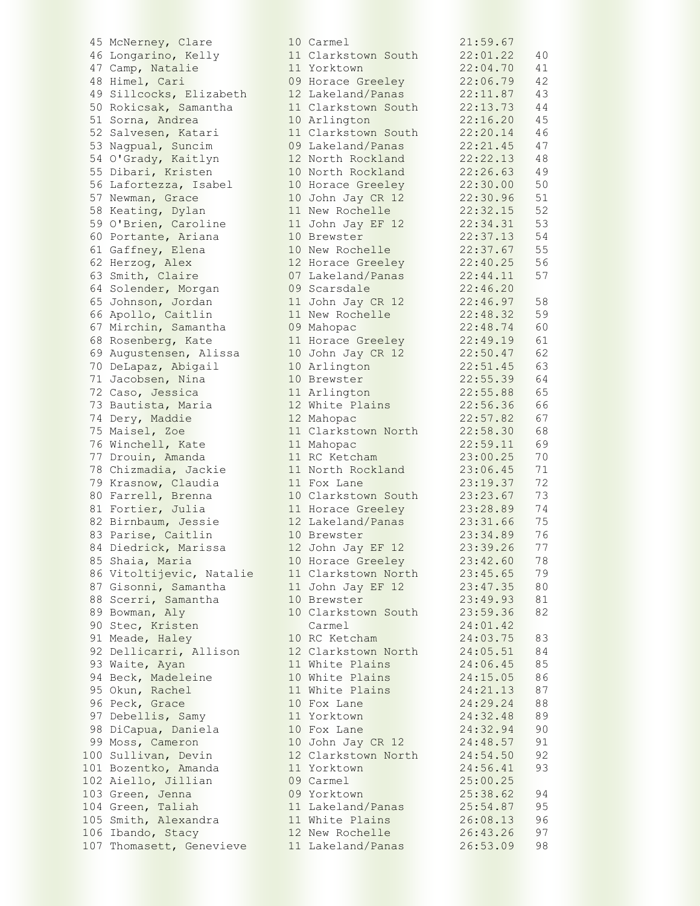| | | | | | |
|---|---|---|---|---|---|
| 45 | McNerney, Clare | 10 | Carmel | 21:59.67 | |
| 46 | Longarino, Kelly | 11 | Clarkstown South | 22:01.22 | 40 |
| 47 | Camp, Natalie | 11 | Yorktown | 22:04.70 | 41 |
| 48 | Himel, Cari | 09 | Horace Greeley | 22:06.79 | 42 |
| 49 | Sillcocks, Elizabeth | 12 | Lakeland/Panas | 22:11.87 | 43 |
| 50 | Rokicsak, Samantha | 11 | Clarkstown South | 22:13.73 | 44 |
| 51 | Sorna, Andrea | 10 | Arlington | 22:16.20 | 45 |
| 52 | Salvesen, Katari | 11 | Clarkstown South | 22:20.14 | 46 |
| 53 | Nagpual, Suncim | 09 | Lakeland/Panas | 22:21.45 | 47 |
| 54 | O'Grady, Kaitlyn | 12 | North Rockland | 22:22.13 | 48 |
| 55 | Dibari, Kristen | 10 | North Rockland | 22:26.63 | 49 |
| 56 | Lafortezza, Isabel | 10 | Horace Greeley | 22:30.00 | 50 |
| 57 | Newman, Grace | 10 | John Jay CR 12 | 22:30.96 | 51 |
| 58 | Keating, Dylan | 11 | New Rochelle | 22:32.15 | 52 |
| 59 | O'Brien, Caroline | 11 | John Jay EF 12 | 22:34.31 | 53 |
| 60 | Portante, Ariana | 10 | Brewster | 22:37.13 | 54 |
| 61 | Gaffney, Elena | 10 | New Rochelle | 22:37.67 | 55 |
| 62 | Herzog, Alex | 12 | Horace Greeley | 22:40.25 | 56 |
| 63 | Smith, Claire | 07 | Lakeland/Panas | 22:44.11 | 57 |
| 64 | Solender, Morgan | 09 | Scarsdale | 22:46.20 | |
| 65 | Johnson, Jordan | 11 | John Jay CR 12 | 22:46.97 | 58 |
| 66 | Apollo, Caitlin | 11 | New Rochelle | 22:48.32 | 59 |
| 67 | Mirchin, Samantha | 09 | Mahopac | 22:48.74 | 60 |
| 68 | Rosenberg, Kate | 11 | Horace Greeley | 22:49.19 | 61 |
| 69 | Augustensen, Alissa | 10 | John Jay CR 12 | 22:50.47 | 62 |
| 70 | DeLapaz, Abigail | 10 | Arlington | 22:51.45 | 63 |
| 71 | Jacobsen, Nina | 10 | Brewster | 22:55.39 | 64 |
| 72 | Caso, Jessica | 11 | Arlington | 22:55.88 | 65 |
| 73 | Bautista, Maria | 12 | White Plains | 22:56.36 | 66 |
| 74 | Dery, Maddie | 12 | Mahopac | 22:57.82 | 67 |
| 75 | Maisel, Zoe | 11 | Clarkstown North | 22:58.30 | 68 |
| 76 | Winchell, Kate | 11 | Mahopac | 22:59.11 | 69 |
| 77 | Drouin, Amanda | 11 | RC Ketcham | 23:00.25 | 70 |
| 78 | Chizmadia, Jackie | 11 | North Rockland | 23:06.45 | 71 |
| 79 | Krasnow, Claudia | 11 | Fox Lane | 23:19.37 | 72 |
| 80 | Farrell, Brenna | 10 | Clarkstown South | 23:23.67 | 73 |
| 81 | Fortier, Julia | 11 | Horace Greeley | 23:28.89 | 74 |
| 82 | Birnbaum, Jessie | 12 | Lakeland/Panas | 23:31.66 | 75 |
| 83 | Parise, Caitlin | 10 | Brewster | 23:34.89 | 76 |
| 84 | Diedrick, Marissa | 12 | John Jay EF 12 | 23:39.26 | 77 |
| 85 | Shaia, Maria | 10 | Horace Greeley | 23:42.60 | 78 |
| 86 | Vitoltijevic, Natalie | 11 | Clarkstown North | 23:45.65 | 79 |
| 87 | Gisonni, Samantha | 11 | John Jay EF 12 | 23:47.35 | 80 |
| 88 | Scerri, Samantha | 10 | Brewster | 23:49.93 | 81 |
| 89 | Bowman, Aly | 10 | Clarkstown South | 23:59.36 | 82 |
| 90 | Stec, Kristen | | Carmel | 24:01.42 | |
| 91 | Meade, Haley | 10 | RC Ketcham | 24:03.75 | 83 |
| 92 | Dellicarri, Allison | 12 | Clarkstown North | 24:05.51 | 84 |
| 93 | Waite, Ayan | 11 | White Plains | 24:06.45 | 85 |
| 94 | Beck, Madeleine | 10 | White Plains | 24:15.05 | 86 |
| 95 | Okun, Rachel | 11 | White Plains | 24:21.13 | 87 |
| 96 | Peck, Grace | 10 | Fox Lane | 24:29.24 | 88 |
| 97 | Debellis, Samy | 11 | Yorktown | 24:32.48 | 89 |
| 98 | DiCapua, Daniela | 10 | Fox Lane | 24:32.94 | 90 |
| 99 | Moss, Cameron | 10 | John Jay CR 12 | 24:48.57 | 91 |
| 100 | Sullivan, Devin | 12 | Clarkstown North | 24:54.50 | 92 |
| 101 | Bozentko, Amanda | 11 | Yorktown | 24:56.41 | 93 |
| 102 | Aiello, Jillian | 09 | Carmel | 25:00.25 | |
| 103 | Green, Jenna | 09 | Yorktown | 25:38.62 | 94 |
| 104 | Green, Taliah | 11 | Lakeland/Panas | 25:54.87 | 95 |
| 105 | Smith, Alexandra | 11 | White Plains | 26:08.13 | 96 |
| 106 | Ibando, Stacy | 12 | New Rochelle | 26:43.26 | 97 |
| 107 | Thomasett, Genevieve | 11 | Lakeland/Panas | 26:53.09 | 98 |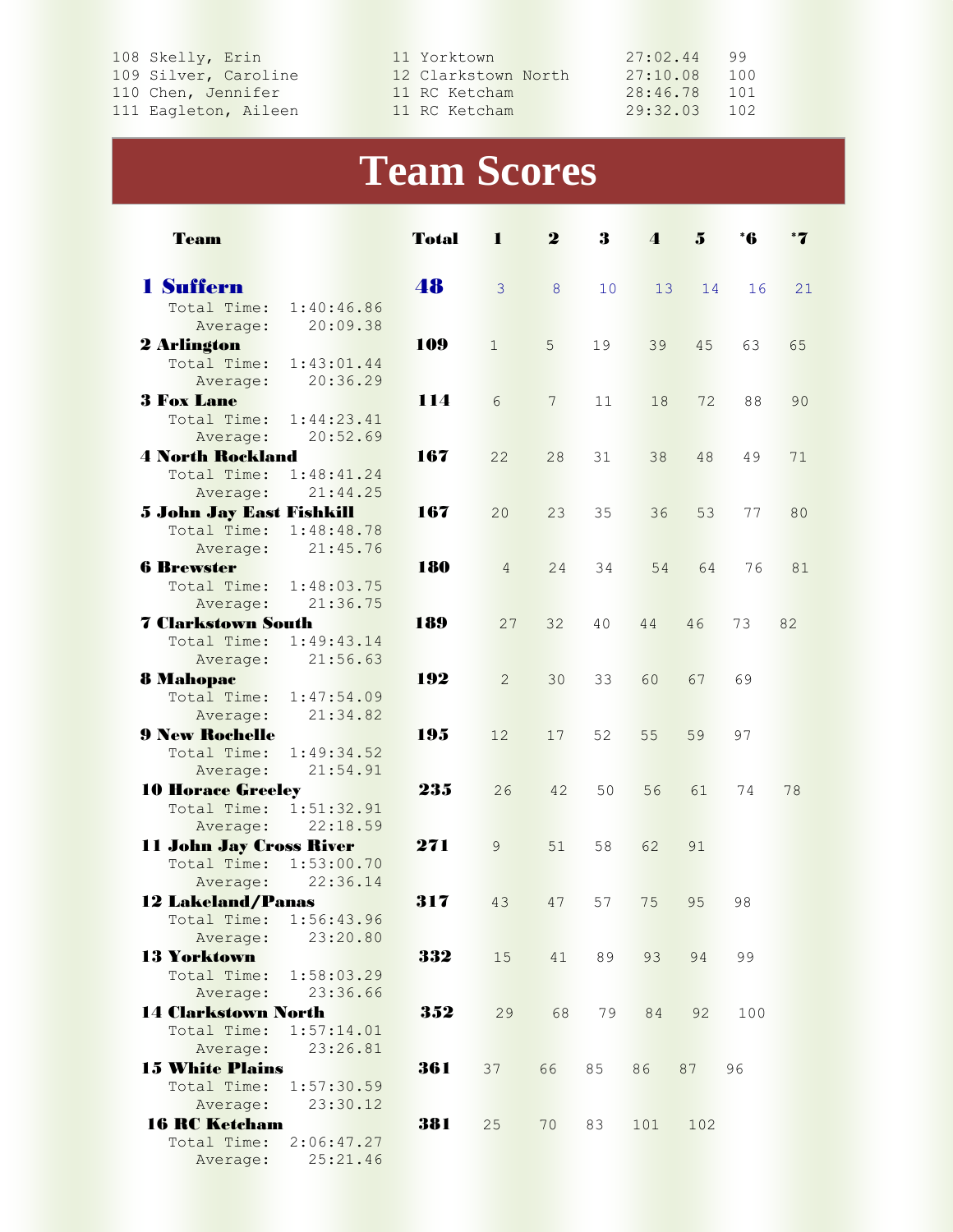| | | | | |
|---|---|---|---|---|
| 108 | Skelly, Erin | 11 Yorktown | 27:02.44 | 99 |
| 109 | Silver, Caroline | 12 Clarkstown North | 27:10.08 | 100 |
| 110 | Chen, Jennifer | 11 RC Ketcham | 28:46.78 | 101 |
| 111 | Eagleton, Aileen | 11 RC Ketcham | 29:32.03 | 102 |

# Team Scores

| Team | Total | 1 | 2 | 3 | 4 | 5 | *6 | *7 |
|---|---|---|---|---|---|---|---|---|
| **1 Suffern** | **48** | 3 | 8 | 10 | 13 | 14 | 16 | 21 |
| Total Time: 1:40:46.86 | | | | | | | | |
| Average: 20:09.38 | | | | | | | | |
| **2 Arlington** | **109** | 1 | 5 | 19 | 39 | 45 | 63 | 65 |
| Total Time: 1:43:01.44 | | | | | | | | |
| Average: 20:36.29 | | | | | | | | |
| **3 Fox Lane** | **114** | 6 | 7 | 11 | 18 | 72 | 88 | 90 |
| Total Time: 1:44:23.41 | | | | | | | | |
| Average: 20:52.69 | | | | | | | | |
| **4 North Rockland** | **167** | 22 | 28 | 31 | 38 | 48 | 49 | 71 |
| Total Time: 1:48:41.24 | | | | | | | | |
| Average: 21:44.25 | | | | | | | | |
| **5 John Jay East Fishkill** | **167** | 20 | 23 | 35 | 36 | 53 | 77 | 80 |
| Total Time: 1:48:48.78 | | | | | | | | |
| Average: 21:45.76 | | | | | | | | |
| **6 Brewster** | **180** | 4 | 24 | 34 | 54 | 64 | 76 | 81 |
| Total Time: 1:48:03.75 | | | | | | | | |
| Average: 21:36.75 | | | | | | | | |
| **7 Clarkstown South** | **189** | 27 | 32 | 40 | 44 | 46 | 73 | 82 |
| Total Time: 1:49:43.14 | | | | | | | | |
| Average: 21:56.63 | | | | | | | | |
| **8 Mahopac** | **192** | 2 | 30 | 33 | 60 | 67 | 69 | |
| Total Time: 1:47:54.09 | | | | | | | | |
| Average: 21:34.82 | | | | | | | | |
| **9 New Rochelle** | **195** | 12 | 17 | 52 | 55 | 59 | 97 | |
| Total Time: 1:49:34.52 | | | | | | | | |
| Average: 21:54.91 | | | | | | | | |
| **10 Horace Greeley** | **235** | 26 | 42 | 50 | 56 | 61 | 74 | 78 |
| Total Time: 1:51:32.91 | | | | | | | | |
| Average: 22:18.59 | | | | | | | | |
| **11 John Jay Cross River** | **271** | 9 | 51 | 58 | 62 | 91 | | |
| Total Time: 1:53:00.70 | | | | | | | | |
| Average: 22:36.14 | | | | | | | | |
| **12 Lakeland/Panas** | **317** | 43 | 47 | 57 | 75 | 95 | 98 | |
| Total Time: 1:56:43.96 | | | | | | | | |
| Average: 23:20.80 | | | | | | | | |
| **13 Yorktown** | **332** | 15 | 41 | 89 | 93 | 94 | 99 | |
| Total Time: 1:58:03.29 | | | | | | | | |
| Average: 23:36.66 | | | | | | | | |
| **14 Clarkstown North** | **352** | 29 | 68 | 79 | 84 | 92 | 100 | |
| Total Time: 1:57:14.01 | | | | | | | | |
| Average: 23:26.81 | | | | | | | | |
| **15 White Plains** | **361** | 37 | 66 | 85 | 86 | 87 | 96 | |
| Total Time: 1:57:30.59 | | | | | | | | |
| Average: 23:30.12 | | | | | | | | |
| **16 RC Ketcham** | **381** | 25 | 70 | 83 | 101 | 102 | | |
| Total Time: 2:06:47.27 | | | | | | | | |
| Average: 25:21.46 | | | | | | | | |